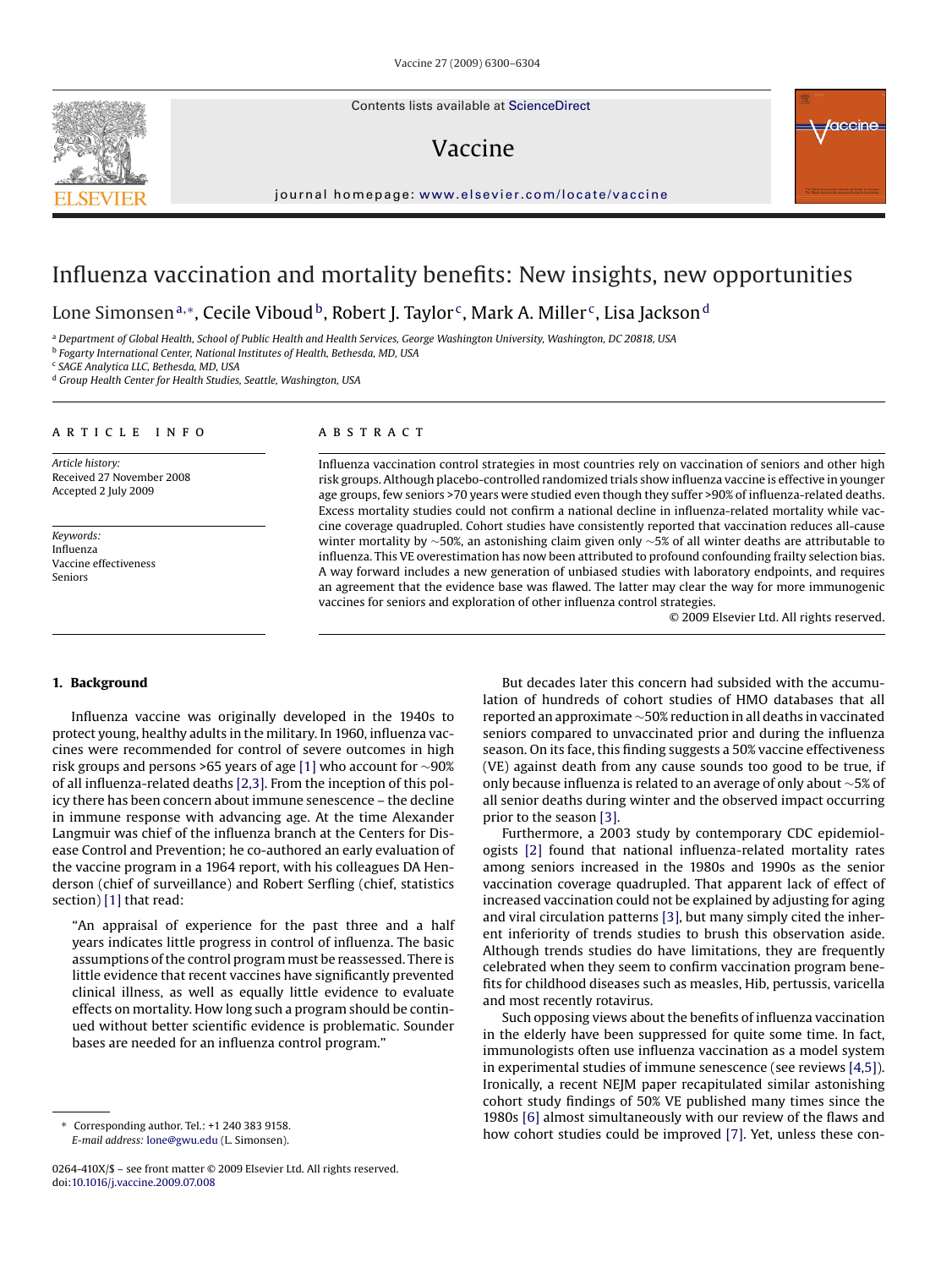# Influenza vaccination and mortality benefits: New insights, new opportunities

Lone Simonsen[a,*], Cecile Viboud[b], Robert J. Taylor[c], Mark A. Miller[c], Lisa Jackson[d]

[a] Department of Global Health, School of Public Health and Health Services, George Washington University, Washington, DC 20818, USA
[b] Fogarty International Center, National Institutes of Health, Bethesda, MD, USA
[c] SAGE Analytica LLC, Bethesda, MD, USA
[d] Group Health Center for Health Studies, Seattle, Washington, USA

## ARTICLE INFO

*Article history:*
Received 27 November 2008
Accepted 2 July 2009

*Keywords:*
Influenza
Vaccine effectiveness
Seniors

## ABSTRACT

Influenza vaccination control strategies in most countries rely on vaccination of seniors and other high risk groups. Although placebo-controlled randomized trials show influenza vaccine is effective in younger age groups, few seniors >70 years were studied even though they suffer >90% of influenza-related deaths. Excess mortality studies could not confirm a national decline in influenza-related mortality while vaccine coverage quadrupled. Cohort studies have consistently reported that vaccination reduces all-cause winter mortality by ~50%, an astonishing claim given only ~5% of all winter deaths are attributable to influenza. This VE overestimation has now been attributed to profound confounding frailty selection bias. A way forward includes a new generation of unbiased studies with laboratory endpoints, and requires an agreement that the evidence base was flawed. The latter may clear the way for more immunogenic vaccines for seniors and exploration of other influenza control strategies.

© 2009 Elsevier Ltd. All rights reserved.

## 1. Background

Influenza vaccine was originally developed in the 1940s to protect young, healthy adults in the military. In 1960, influenza vaccines were recommended for control of severe outcomes in high risk groups and persons >65 years of age [1] who account for ~90% of all influenza-related deaths [2,3]. From the inception of this policy there has been concern about immune senescence – the decline in immune response with advancing age. At the time Alexander Langmuir was chief of the influenza branch at the Centers for Disease Control and Prevention; he co-authored an early evaluation of the vaccine program in a 1964 report, with his colleagues DA Henderson (chief of surveillance) and Robert Serfling (chief, statistics section) [1] that read:

> "An appraisal of experience for the past three and a half years indicates little progress in control of influenza. The basic assumptions of the control program must be reassessed. There is little evidence that recent vaccines have significantly prevented clinical illness, as well as equally little evidence to evaluate effects on mortality. How long such a program should be continued without better scientific evidence is problematic. Sounder bases are needed for an influenza control program."

But decades later this concern had subsided with the accumulation of hundreds of cohort studies of HMO databases that all reported an approximate ~50% reduction in all deaths in vaccinated seniors compared to unvaccinated prior and during the influenza season. On its face, this finding suggests a 50% vaccine effectiveness (VE) against death from any cause sounds too good to be true, if only because influenza is related to an average of only about ~5% of all senior deaths during winter and the observed impact occurring prior to the season [3].

Furthermore, a 2003 study by contemporary CDC epidemiologists [2] found that national influenza-related mortality rates among seniors increased in the 1980s and 1990s as the senior vaccination coverage quadrupled. That apparent lack of effect of increased vaccination could not be explained by adjusting for aging and viral circulation patterns [3], but many simply cited the inherent inferiority of trends studies to brush this observation aside. Although trends studies do have limitations, they are frequently celebrated when they seem to confirm vaccination program benefits for childhood diseases such as measles, Hib, pertussis, varicella and most recently rotavirus.

Such opposing views about the benefits of influenza vaccination in the elderly have been suppressed for quite some time. In fact, immunologists often use influenza vaccination as a model system in experimental studies of immune senescence (see reviews [4,5]). Ironically, a recent NEJM paper recapitulated similar astonishing cohort study findings of 50% VE published many times since the 1980s [6] almost simultaneously with our review of the flaws and how cohort studies could be improved [7]. Yet, unless these con-

* Corresponding author. Tel.: +1 240 383 9158.
*E-mail address:* lone@gwu.edu (L. Simonsen).

0264-410X/$ – see front matter © 2009 Elsevier Ltd. All rights reserved.
doi:10.1016/j.vaccine.2009.07.008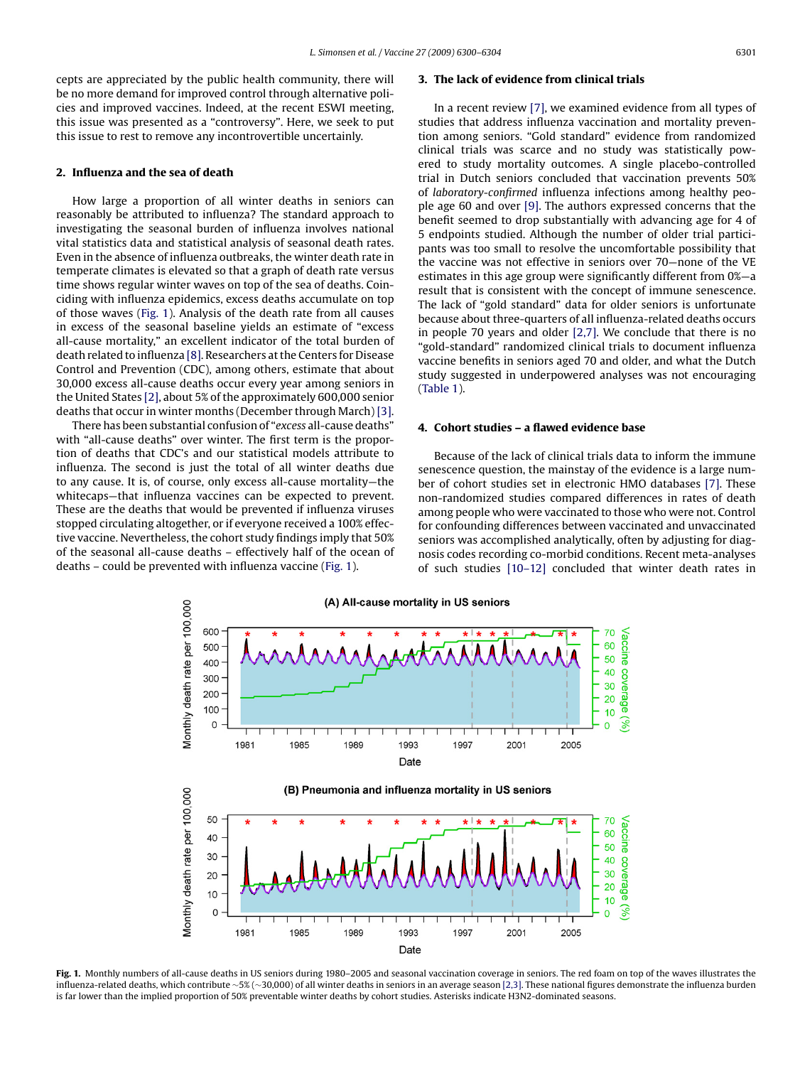cepts are appreciated by the public health community, there will be no more demand for improved control through alternative policies and improved vaccines. Indeed, at the recent ESWI meeting, this issue was presented as a "controversy". Here, we seek to put this issue to rest to remove any incontrovertible uncertainly.

## 2. Influenza and the sea of death

How large a proportion of all winter deaths in seniors can reasonably be attributed to influenza? The standard approach to investigating the seasonal burden of influenza involves national vital statistics data and statistical analysis of seasonal death rates. Even in the absence of influenza outbreaks, the winter death rate in temperate climates is elevated so that a graph of death rate versus time shows regular winter waves on top of the sea of deaths. Coinciding with influenza epidemics, excess deaths accumulate on top of those waves (Fig. 1). Analysis of the death rate from all causes in excess of the seasonal baseline yields an estimate of "excess all-cause mortality," an excellent indicator of the total burden of death related to influenza [8]. Researchers at the Centers for Disease Control and Prevention (CDC), among others, estimate that about 30,000 excess all-cause deaths occur every year among seniors in the United States [2], about 5% of the approximately 600,000 senior deaths that occur in winter months (December through March) [3].

There has been substantial confusion of "*excess* all-cause deaths" with "all-cause deaths" over winter. The first term is the proportion of deaths that CDC's and our statistical models attribute to influenza. The second is just the total of all winter deaths due to any cause. It is, of course, only excess all-cause mortality—the whitecaps—that influenza vaccines can be expected to prevent. These are the deaths that would be prevented if influenza viruses stopped circulating altogether, or if everyone received a 100% effective vaccine. Nevertheless, the cohort study findings imply that 50% of the seasonal all-cause deaths – effectively half of the ocean of deaths – could be prevented with influenza vaccine (Fig. 1).

## 3. The lack of evidence from clinical trials

In a recent review [7], we examined evidence from all types of studies that address influenza vaccination and mortality prevention among seniors. "Gold standard" evidence from randomized clinical trials was scarce and no study was statistically powered to study mortality outcomes. A single placebo-controlled trial in Dutch seniors concluded that vaccination prevents 50% of *laboratory-confirmed* influenza infections among healthy people age 60 and over [9]. The authors expressed concerns that the benefit seemed to drop substantially with advancing age for 4 of 5 endpoints studied. Although the number of older trial participants was too small to resolve the uncomfortable possibility that the vaccine was not effective in seniors over 70—none of the VE estimates in this age group were significantly different from 0%—a result that is consistent with the concept of immune senescence. The lack of "gold standard" data for older seniors is unfortunate because about three-quarters of all influenza-related deaths occurs in people 70 years and older [2,7]. We conclude that there is no "gold-standard" randomized clinical trials to document influenza vaccine benefits in seniors aged 70 and older, and what the Dutch study suggested in underpowered analyses was not encouraging (Table 1).

## 4. Cohort studies – a flawed evidence base

Because of the lack of clinical trials data to inform the immune senescence question, the mainstay of the evidence is a large number of cohort studies set in electronic HMO databases [7]. These non-randomized studies compared differences in rates of death among people who were vaccinated to those who were not. Control for confounding differences between vaccinated and unvaccinated seniors was accomplished analytically, often by adjusting for diagnosis codes recording co-morbid conditions. Recent meta-analyses of such studies [10–12] concluded that winter death rates in

**Fig. 1.** Monthly numbers of all-cause deaths in US seniors during 1980–2005 and seasonal vaccination coverage in seniors. The red foam on top of the waves illustrates the influenza-related deaths, which contribute ~5% (~30,000) of all winter deaths in seniors in an average season [2,3]. These national figures demonstrate the influenza burden is far lower than the implied proportion of 50% preventable winter deaths by cohort studies. Asterisks indicate H3N2-dominated seasons.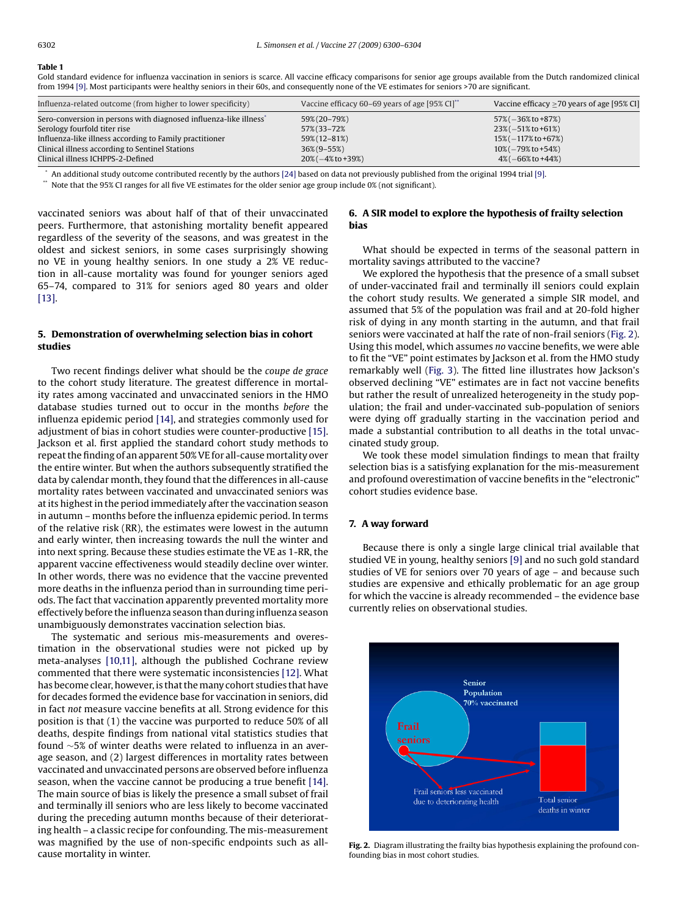**Table 1**
Gold standard evidence for influenza vaccination in seniors is scarce. All vaccine efficacy comparisons for senior age groups available from the Dutch randomized clinical from 1994 [9]. Most participants were healthy seniors in their 60s, and consequently none of the VE estimates for seniors >70 are significant.

| Influenza-related outcome (from higher to lower specificity) | Vaccine efficacy 60–69 years of age [95% CI]** | Vaccine efficacy ≥70 years of age [95% CI] |
|---|---|---|
| Sero-conversion in persons with diagnosed influenza-like illness* | 59%(20–79%) | 57%(−36% to +87%) |
| Serology fourfold titer rise | 57%(33–72% | 23%(−51% to +61%) |
| Influenza-like illness according to Family practitioner | 59%(12–81%) | 15%(−117% to +67%) |
| Clinical illness according to Sentinel Stations | 36%(9–55%) | 10%(−79% to +54%) |
| Clinical illness ICHPPS-2-Defined | 20%(−4% to +39%) | 4%(−66% to +44%) |

\* An additional study outcome contributed recently by the authors [24] based on data not previously published from the original 1994 trial [9].

\*\* Note that the 95% CI ranges for all five VE estimates for the older senior age group include 0% (not significant).

vaccinated seniors was about half of that of their unvaccinated peers. Furthermore, that astonishing mortality benefit appeared regardless of the severity of the seasons, and was greatest in the oldest and sickest seniors, in some cases surprisingly showing no VE in young healthy seniors. In one study a 2% VE reduction in all-cause mortality was found for younger seniors aged 65–74, compared to 31% for seniors aged 80 years and older [13].

## 5. Demonstration of overwhelming selection bias in cohort studies

Two recent findings deliver what should be the *coupe de grace* to the cohort study literature. The greatest difference in mortality rates among vaccinated and unvaccinated seniors in the HMO database studies turned out to occur in the months *before* the influenza epidemic period [14], and strategies commonly used for adjustment of bias in cohort studies were counter-productive [15]. Jackson et al. first applied the standard cohort study methods to repeat the finding of an apparent 50% VE for all-cause mortality over the entire winter. But when the authors subsequently stratified the data by calendar month, they found that the differences in all-cause mortality rates between vaccinated and unvaccinated seniors was at its highest in the period immediately after the vaccination season in autumn – months before the influenza epidemic period. In terms of the relative risk (RR), the estimates were lowest in the autumn and early winter, then increasing towards the null the winter and into next spring. Because these studies estimate the VE as 1-RR, the apparent vaccine effectiveness would steadily decline over winter. In other words, there was no evidence that the vaccine prevented more deaths in the influenza period than in surrounding time periods. The fact that vaccination apparently prevented mortality more effectively before the influenza season than during influenza season unambiguously demonstrates vaccination selection bias.

The systematic and serious mis-measurements and overestimation in the observational studies were not picked up by meta-analyses [10,11], although the published Cochrane review commented that there were systematic inconsistencies [12]. What has become clear, however, is that the many cohort studies that have for decades formed the evidence base for vaccination in seniors, did in fact *not* measure vaccine benefits at all. Strong evidence for this position is that (1) the vaccine was purported to reduce 50% of all deaths, despite findings from national vital statistics studies that found ~5% of winter deaths were related to influenza in an average season, and (2) largest differences in mortality rates between vaccinated and unvaccinated persons are observed before influenza season, when the vaccine cannot be producing a true benefit [14]. The main source of bias is likely the presence a small subset of frail and terminally ill seniors who are less likely to become vaccinated during the preceding autumn months because of their deteriorating health – a classic recipe for confounding. The mis-measurement was magnified by the use of non-specific endpoints such as all-cause mortality in winter.

## 6. A SIR model to explore the hypothesis of frailty selection bias

What should be expected in terms of the seasonal pattern in mortality savings attributed to the vaccine?

We explored the hypothesis that the presence of a small subset of under-vaccinated frail and terminally ill seniors could explain the cohort study results. We generated a simple SIR model, and assumed that 5% of the population was frail and at 20-fold higher risk of dying in any month starting in the autumn, and that frail seniors were vaccinated at half the rate of non-frail seniors (Fig. 2). Using this model, which assumes *no* vaccine benefits, we were able to fit the "VE" point estimates by Jackson et al. from the HMO study remarkably well (Fig. 3). The fitted line illustrates how Jackson's observed declining "VE" estimates are in fact not vaccine benefits but rather the result of unrealized heterogeneity in the study population; the frail and under-vaccinated sub-population of seniors were dying off gradually starting in the vaccination period and made a substantial contribution to all deaths in the total unvaccinated study group.

We took these model simulation findings to mean that frailty selection bias is a satisfying explanation for the mis-measurement and profound overestimation of vaccine benefits in the "electronic" cohort studies evidence base.

## 7. A way forward

Because there is only a single large clinical trial available that studied VE in young, healthy seniors [9] and no such gold standard studies of VE for seniors over 70 years of age – and because such studies are expensive and ethically problematic for an age group for which the vaccine is already recommended – the evidence base currently relies on observational studies.

**Fig. 2.** Diagram illustrating the frailty bias hypothesis explaining the profound confounding bias in most cohort studies.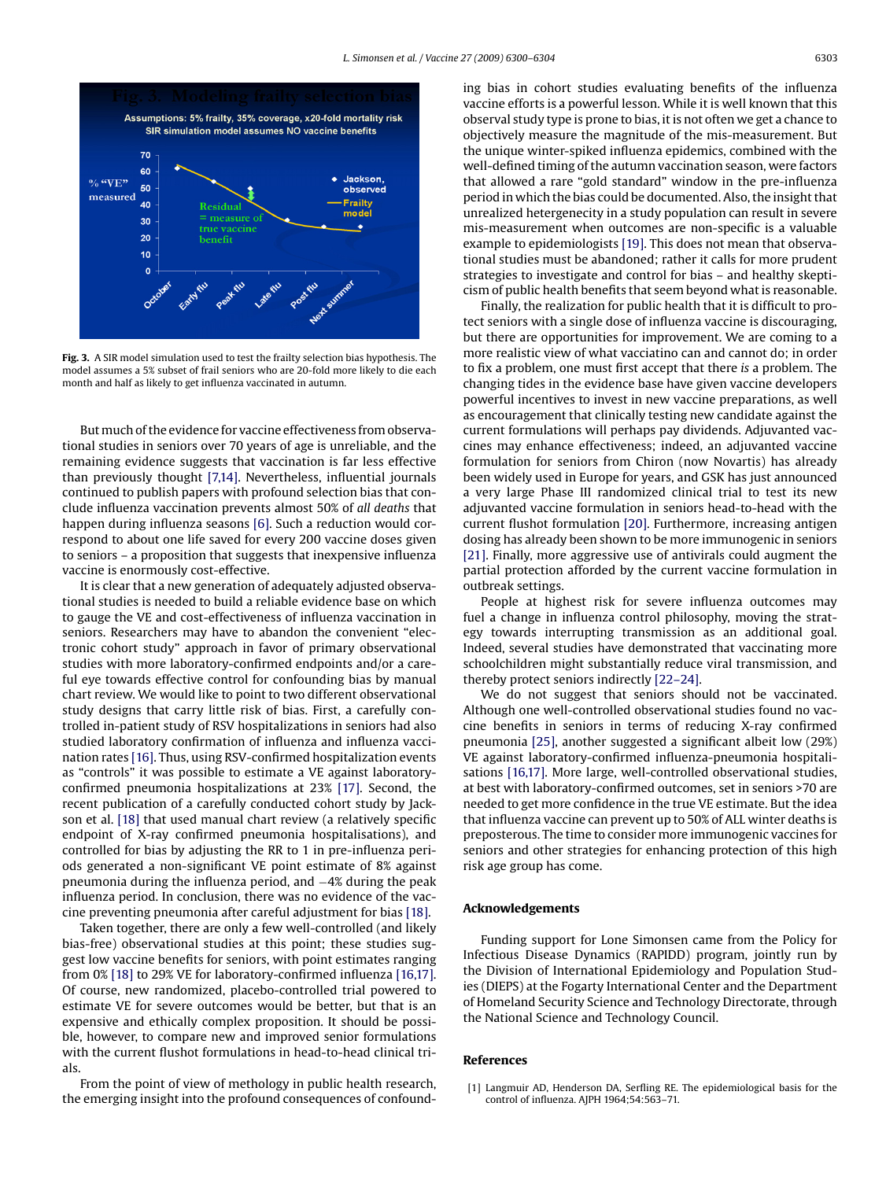**Fig. 3.** A SIR model simulation used to test the frailty selection bias hypothesis. The model assumes a 5% subset of frail seniors who are 20-fold more likely to die each month and half as likely to get influenza vaccinated in autumn.

But much of the evidence for vaccine effectiveness from observational studies in seniors over 70 years of age is unreliable, and the remaining evidence suggests that vaccination is far less effective than previously thought [7,14]. Nevertheless, influential journals continued to publish papers with profound selection bias that conclude influenza vaccination prevents almost 50% of *all deaths* that happen during influenza seasons [6]. Such a reduction would correspond to about one life saved for every 200 vaccine doses given to seniors – a proposition that suggests that inexpensive influenza vaccine is enormously cost-effective.

It is clear that a new generation of adequately adjusted observational studies is needed to build a reliable evidence base on which to gauge the VE and cost-effectiveness of influenza vaccination in seniors. Researchers may have to abandon the convenient "electronic cohort study" approach in favor of primary observational studies with more laboratory-confirmed endpoints and/or a careful eye towards effective control for confounding bias by manual chart review. We would like to point to two different observational study designs that carry little risk of bias. First, a carefully controlled in-patient study of RSV hospitalizations in seniors had also studied laboratory confirmation of influenza and influenza vaccination rates [16]. Thus, using RSV-confirmed hospitalization events as "controls" it was possible to estimate a VE against laboratory-confirmed pneumonia hospitalizations at 23% [17]. Second, the recent publication of a carefully conducted cohort study by Jackson et al. [18] that used manual chart review (a relatively specific endpoint of X-ray confirmed pneumonia hospitalisations), and controlled for bias by adjusting the RR to 1 in pre-influenza periods generated a non-significant VE point estimate of 8% against pneumonia during the influenza period, and −4% during the peak influenza period. In conclusion, there was no evidence of the vaccine preventing pneumonia after careful adjustment for bias [18].

Taken together, there are only a few well-controlled (and likely bias-free) observational studies at this point; these studies suggest low vaccine benefits for seniors, with point estimates ranging from 0% [18] to 29% VE for laboratory-confirmed influenza [16,17]. Of course, new randomized, placebo-controlled trial powered to estimate VE for severe outcomes would be better, but that is an expensive and ethically complex proposition. It should be possible, however, to compare new and improved senior formulations with the current flushot formulations in head-to-head clinical trials.

From the point of view of methology in public health research, the emerging insight into the profound consequences of confounding bias in cohort studies evaluating benefits of the influenza vaccine efforts is a powerful lesson. While it is well known that this observal study type is prone to bias, it is not often we get a chance to objectively measure the magnitude of the mis-measurement. But the unique winter-spiked influenza epidemics, combined with the well-defined timing of the autumn vaccination season, were factors that allowed a rare "gold standard" window in the pre-influenza period in which the bias could be documented. Also, the insight that unrealized hetergeneity in a study population can result in severe mis-measurement when outcomes are non-specific is a valuable example to epidemiologists [19]. This does not mean that observational studies must be abandoned; rather it calls for more prudent strategies to investigate and control for bias – and healthy skepticism of public health benefits that seem beyond what is reasonable.

Finally, the realization for public health that it is difficult to protect seniors with a single dose of influenza vaccine is discouraging, but there are opportunities for improvement. We are coming to a more realistic view of what vacciatino can and cannot do; in order to fix a problem, one must first accept that there *is* a problem. The changing tides in the evidence base have given vaccine developers powerful incentives to invest in new vaccine preparations, as well as encouragement that clinically testing new candidate against the current formulations will perhaps pay dividends. Adjuvanted vaccines may enhance effectiveness; indeed, an adjuvanted vaccine formulation for seniors from Chiron (now Novartis) has already been widely used in Europe for years, and GSK has just announced a very large Phase III randomized clinical trial to test its new adjuvanted vaccine formulation in seniors head-to-head with the current flushot formulation [20]. Furthermore, increasing antigen dosing has already been shown to be more immunogenic in seniors [21]. Finally, more aggressive use of antivirals could augment the partial protection afforded by the current vaccine formulation in outbreak settings.

People at highest risk for severe influenza outcomes may fuel a change in influenza control philosophy, moving the strategy towards interrupting transmission as an additional goal. Indeed, several studies have demonstrated that vaccinating more schoolchildren might substantially reduce viral transmission, and thereby protect seniors indirectly [22–24].

We do not suggest that seniors should not be vaccinated. Although one well-controlled observational studies found no vaccine benefits in seniors in terms of reducing X-ray confirmed pneumonia [25], another suggested a significant albeit low (29%) VE against laboratory-confirmed influenza-pneumonia hospitalisations [16,17]. More large, well-controlled observational studies, at best with laboratory-confirmed outcomes, set in seniors >70 are needed to get more confidence in the true VE estimate. But the idea that influenza vaccine can prevent up to 50% of ALL winter deaths is preposterous. The time to consider more immunogenic vaccines for seniors and other strategies for enhancing protection of this high risk age group has come.

## Acknowledgements

Funding support for Lone Simonsen came from the Policy for Infectious Disease Dynamics (RAPIDD) program, jointly run by the Division of International Epidemiology and Population Studies (DIEPS) at the Fogarty International Center and the Department of Homeland Security Science and Technology Directorate, through the National Science and Technology Council.

## References

[1] Langmuir AD, Henderson DA, Serfling RE. The epidemiological basis for the control of influenza. AJPH 1964;54:563–71.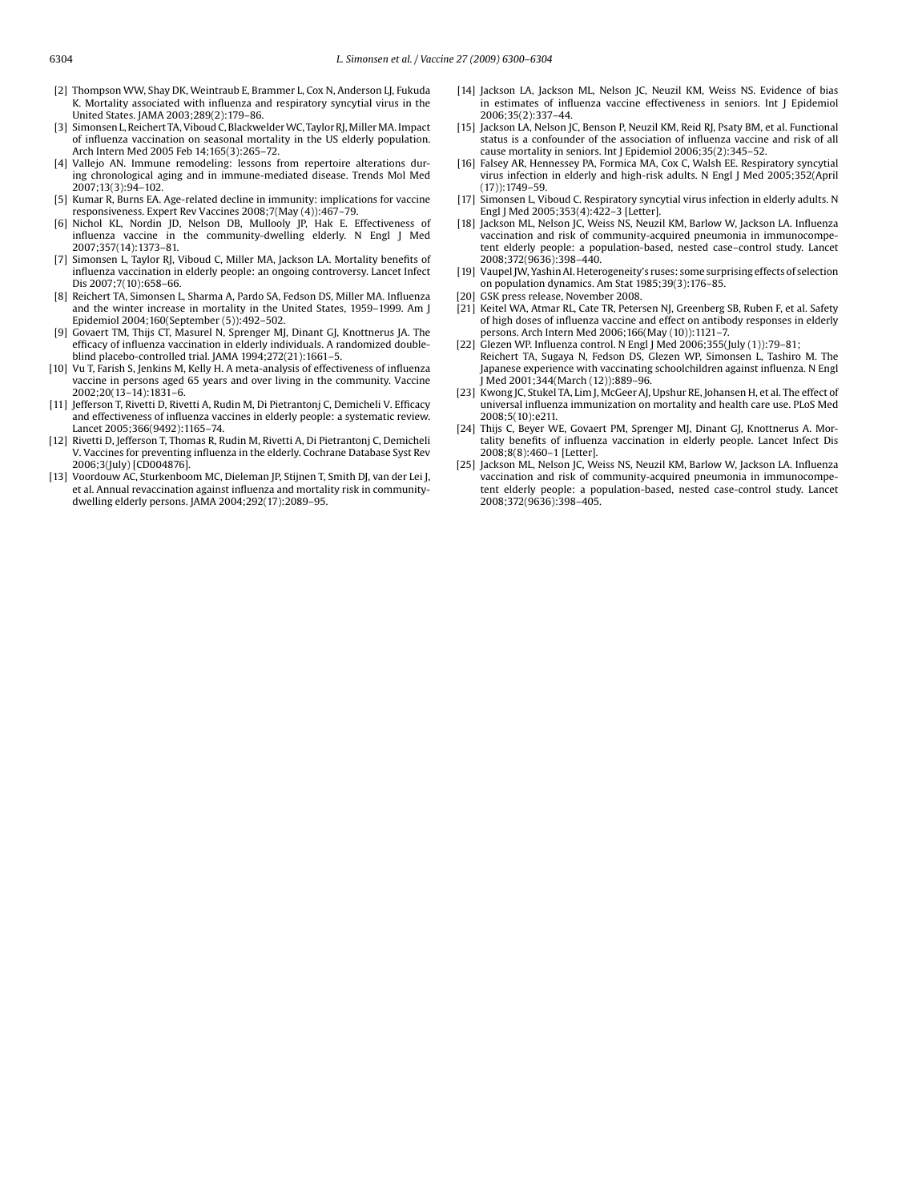[2] Thompson WW, Shay DK, Weintraub E, Brammer L, Cox N, Anderson LJ, Fukuda K. Mortality associated with influenza and respiratory syncytial virus in the United States. JAMA 2003;289(2):179–86.

[3] Simonsen L, Reichert TA, Viboud C, Blackwelder WC, Taylor RJ, Miller MA. Impact of influenza vaccination on seasonal mortality in the US elderly population. Arch Intern Med 2005 Feb 14;165(3):265–72.

[4] Vallejo AN. Immune remodeling: lessons from repertoire alterations during chronological aging and in immune-mediated disease. Trends Mol Med 2007;13(3):94–102.

[5] Kumar R, Burns EA. Age-related decline in immunity: implications for vaccine responsiveness. Expert Rev Vaccines 2008;7(May (4)):467–79.

[6] Nichol KL, Nordin JD, Nelson DB, Mullooly JP, Hak E. Effectiveness of influenza vaccine in the community-dwelling elderly. N Engl J Med 2007;357(14):1373–81.

[7] Simonsen L, Taylor RJ, Viboud C, Miller MA, Jackson LA. Mortality benefits of influenza vaccination in elderly people: an ongoing controversy. Lancet Infect Dis 2007;7(10):658–66.

[8] Reichert TA, Simonsen L, Sharma A, Pardo SA, Fedson DS, Miller MA. Influenza and the winter increase in mortality in the United States, 1959–1999. Am J Epidemiol 2004;160(September (5)):492–502.

[9] Govaert TM, Thijs CT, Masurel N, Sprenger MJ, Dinant GJ, Knottnerus JA. The efficacy of influenza vaccination in elderly individuals. A randomized double-blind placebo-controlled trial. JAMA 1994;272(21):1661–5.

[10] Vu T, Farish S, Jenkins M, Kelly H. A meta-analysis of effectiveness of influenza vaccine in persons aged 65 years and over living in the community. Vaccine 2002;20(13–14):1831–6.

[11] Jefferson T, Rivetti D, Rivetti A, Rudin M, Di Pietrantonj C, Demicheli V. Efficacy and effectiveness of influenza vaccines in elderly people: a systematic review. Lancet 2005;366(9492):1165–74.

[12] Rivetti D, Jefferson T, Thomas R, Rudin M, Rivetti A, Di Pietrantonj C, Demicheli V. Vaccines for preventing influenza in the elderly. Cochrane Database Syst Rev 2006;3(July) [CD004876].

[13] Voordouw AC, Sturkenboom MC, Dieleman JP, Stijnen T, Smith DJ, van der Lei J, et al. Annual revaccination against influenza and mortality risk in community-dwelling elderly persons. JAMA 2004;292(17):2089–95.

[14] Jackson LA, Jackson ML, Nelson JC, Neuzil KM, Weiss NS. Evidence of bias in estimates of influenza vaccine effectiveness in seniors. Int J Epidemiol 2006;35(2):337–44.

[15] Jackson LA, Nelson JC, Benson P, Neuzil KM, Reid RJ, Psaty BM, et al. Functional status is a confounder of the association of influenza vaccine and risk of all cause mortality in seniors. Int J Epidemiol 2006;35(2):345–52.

[16] Falsey AR, Hennessey PA, Formica MA, Cox C, Walsh EE. Respiratory syncytial virus infection in elderly and high-risk adults. N Engl J Med 2005;352(April (17)):1749–59.

[17] Simonsen L, Viboud C. Respiratory syncytial virus infection in elderly adults. N Engl J Med 2005;353(4):422–3 [Letter].

[18] Jackson ML, Nelson JC, Weiss NS, Neuzil KM, Barlow W, Jackson LA. Influenza vaccination and risk of community-acquired pneumonia in immunocompetent elderly people: a population-based, nested case–control study. Lancet 2008;372(9636):398–440.

[19] Vaupel JW, Yashin AI. Heterogeneity's ruses: some surprising effects of selection on population dynamics. Am Stat 1985;39(3):176–85.

[20] GSK press release, November 2008.

[21] Keitel WA, Atmar RL, Cate TR, Petersen NJ, Greenberg SB, Ruben F, et al. Safety of high doses of influenza vaccine and effect on antibody responses in elderly persons. Arch Intern Med 2006;166(May (10)):1121–7.

[22] Glezen WP. Influenza control. N Engl J Med 2006;355(July (1)):79–81;
Reichert TA, Sugaya N, Fedson DS, Glezen WP, Simonsen L, Tashiro M. The Japanese experience with vaccinating schoolchildren against influenza. N Engl J Med 2001;344(March (12)):889–96.

[23] Kwong JC, Stukel TA, Lim J, McGeer AJ, Upshur RE, Johansen H, et al. The effect of universal influenza immunization on mortality and health care use. PLoS Med 2008;5(10):e211.

[24] Thijs C, Beyer WE, Govaert PM, Sprenger MJ, Dinant GJ, Knottnerus A. Mortality benefits of influenza vaccination in elderly people. Lancet Infect Dis 2008;8(8):460–1 [Letter].

[25] Jackson ML, Nelson JC, Weiss NS, Neuzil KM, Barlow W, Jackson LA. Influenza vaccination and risk of community-acquired pneumonia in immunocompetent elderly people: a population-based, nested case-control study. Lancet 2008;372(9636):398–405.